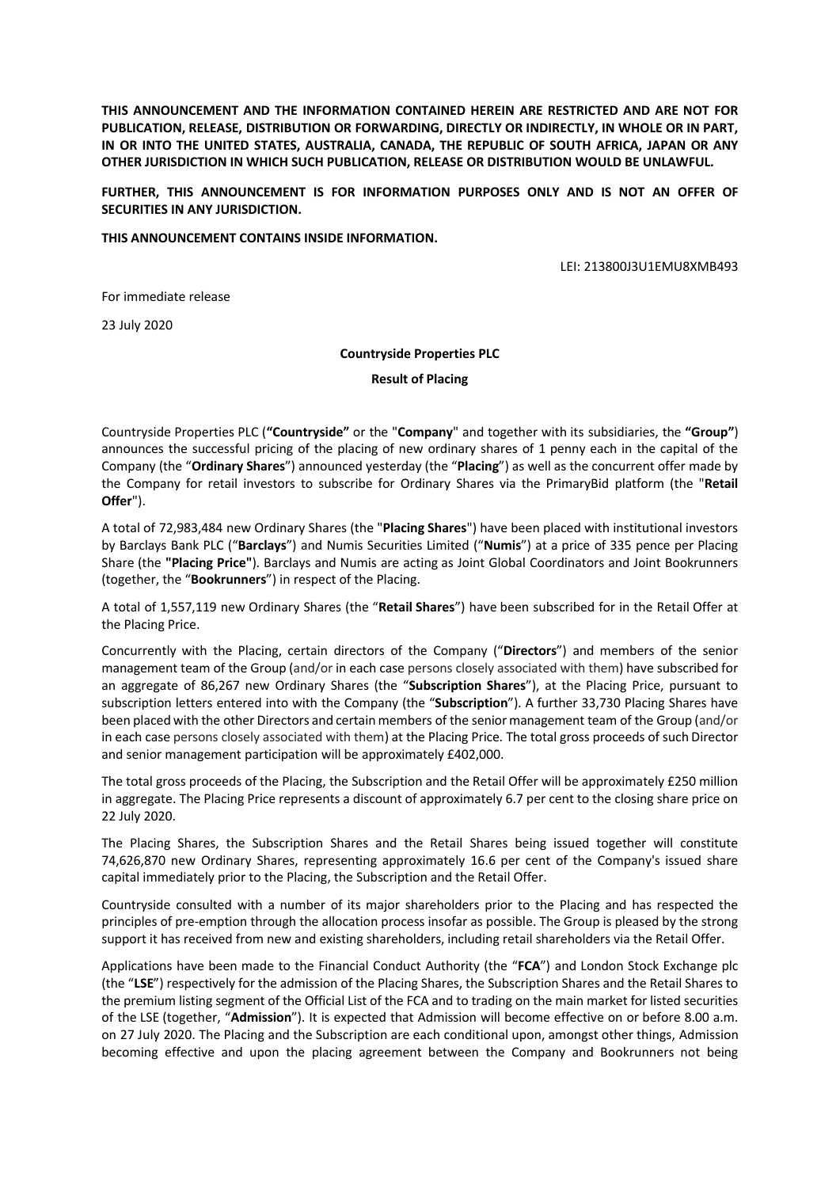**THIS ANNOUNCEMENT AND THE INFORMATION CONTAINED HEREIN ARE RESTRICTED AND ARE NOT FOR PUBLICATION, RELEASE, DISTRIBUTION OR FORWARDING, DIRECTLY OR INDIRECTLY, IN WHOLE OR IN PART, IN OR INTO THE UNITED STATES, AUSTRALIA, CANADA, THE REPUBLIC OF SOUTH AFRICA, JAPAN OR ANY OTHER JURISDICTION IN WHICH SUCH PUBLICATION, RELEASE OR DISTRIBUTION WOULD BE UNLAWFUL.**

**FURTHER, THIS ANNOUNCEMENT IS FOR INFORMATION PURPOSES ONLY AND IS NOT AN OFFER OF SECURITIES IN ANY JURISDICTION.**

**THIS ANNOUNCEMENT CONTAINS INSIDE INFORMATION.**

LEI: 213800J3U1EMU8XMB493

For immediate release

23 July 2020

**Countryside Properties PLC**

**Result of Placing**

Countryside Properties PLC (**"Countryside"** or the "**Company**" and together with its subsidiaries, the **"Group"**) announces the successful pricing of the placing of new ordinary shares of 1 penny each in the capital of the Company (the "**Ordinary Shares**") announced yesterday (the "**Placing**") as well as the concurrent offer made by the Company for retail investors to subscribe for Ordinary Shares via the PrimaryBid platform (the "**Retail Offer**").

A total of 72,983,484 new Ordinary Shares (the "**Placing Shares**") have been placed with institutional investors by Barclays Bank PLC ("**Barclays**") and Numis Securities Limited ("**Numis**") at a price of 335 pence per Placing Share (the **"Placing Price"**). Barclays and Numis are acting as Joint Global Coordinators and Joint Bookrunners (together, the "**Bookrunners**") in respect of the Placing.

A total of 1,557,119 new Ordinary Shares (the "**Retail Shares**") have been subscribed for in the Retail Offer at the Placing Price.

Concurrently with the Placing, certain directors of the Company ("**Directors**") and members of the senior management team of the Group (and/or in each case persons closely associated with them) have subscribed for an aggregate of 86,267 new Ordinary Shares (the "**Subscription Shares**"), at the Placing Price, pursuant to subscription letters entered into with the Company (the "**Subscription**"). A further 33,730 Placing Shares have been placed with the other Directors and certain members of the senior management team of the Group (and/or in each case persons closely associated with them) at the Placing Price. The total gross proceeds of such Director and senior management participation will be approximately £402,000.

The total gross proceeds of the Placing, the Subscription and the Retail Offer will be approximately £250 million in aggregate. The Placing Price represents a discount of approximately 6.7 per cent to the closing share price on 22 July 2020.

The Placing Shares, the Subscription Shares and the Retail Shares being issued together will constitute 74,626,870 new Ordinary Shares, representing approximately 16.6 per cent of the Company's issued share capital immediately prior to the Placing, the Subscription and the Retail Offer.

Countryside consulted with a number of its major shareholders prior to the Placing and has respected the principles of pre-emption through the allocation process insofar as possible. The Group is pleased by the strong support it has received from new and existing shareholders, including retail shareholders via the Retail Offer.

Applications have been made to the Financial Conduct Authority (the "**FCA**") and London Stock Exchange plc (the "**LSE**") respectively for the admission of the Placing Shares, the Subscription Shares and the Retail Shares to the premium listing segment of the Official List of the FCA and to trading on the main market for listed securities of the LSE (together, "**Admission**"). It is expected that Admission will become effective on or before 8.00 a.m. on 27 July 2020. The Placing and the Subscription are each conditional upon, amongst other things, Admission becoming effective and upon the placing agreement between the Company and Bookrunners not being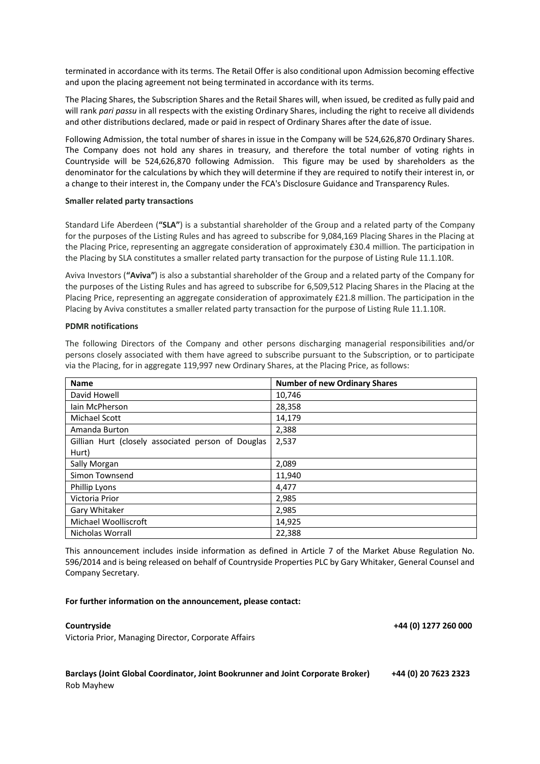terminated in accordance with its terms. The Retail Offer is also conditional upon Admission becoming effective and upon the placing agreement not being terminated in accordance with its terms.

The Placing Shares, the Subscription Shares and the Retail Shares will, when issued, be credited as fully paid and will rank *pari passu* in all respects with the existing Ordinary Shares, including the right to receive all dividends and other distributions declared, made or paid in respect of Ordinary Shares after the date of issue.

Following Admission, the total number of shares in issue in the Company will be 524,626,870 Ordinary Shares. The Company does not hold any shares in treasury, and therefore the total number of voting rights in Countryside will be 524,626,870 following Admission. This figure may be used by shareholders as the denominator for the calculations by which they will determine if they are required to notify their interest in, or a change to their interest in, the Company under the FCA's Disclosure Guidance and Transparency Rules.

**Smaller related party transactions**

Standard Life Aberdeen (**"SLA"**) is a substantial shareholder of the Group and a related party of the Company for the purposes of the Listing Rules and has agreed to subscribe for 9,084,169 Placing Shares in the Placing at the Placing Price, representing an aggregate consideration of approximately £30.4 million. The participation in the Placing by SLA constitutes a smaller related party transaction for the purpose of Listing Rule 11.1.10R.

Aviva Investors (**"Aviva"**) is also a substantial shareholder of the Group and a related party of the Company for the purposes of the Listing Rules and has agreed to subscribe for 6,509,512 Placing Shares in the Placing at the Placing Price, representing an aggregate consideration of approximately £21.8 million. The participation in the Placing by Aviva constitutes a smaller related party transaction for the purpose of Listing Rule 11.1.10R.

**PDMR notifications**

The following Directors of the Company and other persons discharging managerial responsibilities and/or persons closely associated with them have agreed to subscribe pursuant to the Subscription, or to participate via the Placing, for in aggregate 119,997 new Ordinary Shares, at the Placing Price, as follows:

| Name | Number of new Ordinary Shares |
|---|---|
| David Howell | 10,746 |
| Iain McPherson | 28,358 |
| Michael Scott | 14,179 |
| Amanda Burton | 2,388 |
| Gillian Hurt (closely associated person of Douglas Hurt) | 2,537 |
| Sally Morgan | 2,089 |
| Simon Townsend | 11,940 |
| Phillip Lyons | 4,477 |
| Victoria Prior | 2,985 |
| Gary Whitaker | 2,985 |
| Michael Woolliscroft | 14,925 |
| Nicholas Worrall | 22,388 |

This announcement includes inside information as defined in Article 7 of the Market Abuse Regulation No. 596/2014 and is being released on behalf of Countryside Properties PLC by Gary Whitaker, General Counsel and Company Secretary.

**For further information on the announcement, please contact:**

**Countryside** **+44 (0) 1277 260 000**
Victoria Prior, Managing Director, Corporate Affairs

**Barclays (Joint Global Coordinator, Joint Bookrunner and Joint Corporate Broker)** **+44 (0) 20 7623 2323**
Rob Mayhew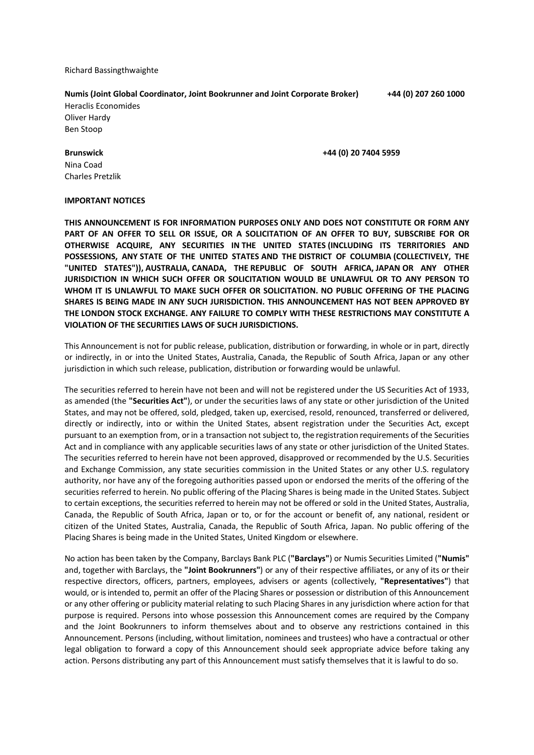Richard Bassingthwaighte

**Numis (Joint Global Coordinator, Joint Bookrunner and Joint Corporate Broker)** **+44 (0) 207 260 1000**

Heraclis Economides
Oliver Hardy
Ben Stoop

**Brunswick** **+44 (0) 20 7404 5959**

Nina Coad
Charles Pretzlik

**IMPORTANT NOTICES**

**THIS ANNOUNCEMENT IS FOR INFORMATION PURPOSES ONLY AND DOES NOT CONSTITUTE OR FORM ANY PART OF AN OFFER TO SELL OR ISSUE, OR A SOLICITATION OF AN OFFER TO BUY, SUBSCRIBE FOR OR OTHERWISE ACQUIRE, ANY SECURITIES IN THE UNITED STATES (INCLUDING ITS TERRITORIES AND POSSESSIONS, ANY STATE OF THE UNITED STATES AND THE DISTRICT OF COLUMBIA (COLLECTIVELY, THE "UNITED STATES")), AUSTRALIA, CANADA, THE REPUBLIC OF SOUTH AFRICA, JAPAN OR ANY OTHER JURISDICTION IN WHICH SUCH OFFER OR SOLICITATION WOULD BE UNLAWFUL OR TO ANY PERSON TO WHOM IT IS UNLAWFUL TO MAKE SUCH OFFER OR SOLICITATION. NO PUBLIC OFFERING OF THE PLACING SHARES IS BEING MADE IN ANY SUCH JURISDICTION. THIS ANNOUNCEMENT HAS NOT BEEN APPROVED BY THE LONDON STOCK EXCHANGE. ANY FAILURE TO COMPLY WITH THESE RESTRICTIONS MAY CONSTITUTE A VIOLATION OF THE SECURITIES LAWS OF SUCH JURISDICTIONS.**

This Announcement is not for public release, publication, distribution or forwarding, in whole or in part, directly or indirectly, in or into the United States, Australia, Canada, the Republic of South Africa, Japan or any other jurisdiction in which such release, publication, distribution or forwarding would be unlawful.

The securities referred to herein have not been and will not be registered under the US Securities Act of 1933, as amended (the **"Securities Act"**), or under the securities laws of any state or other jurisdiction of the United States, and may not be offered, sold, pledged, taken up, exercised, resold, renounced, transferred or delivered, directly or indirectly, into or within the United States, absent registration under the Securities Act, except pursuant to an exemption from, or in a transaction not subject to, the registration requirements of the Securities Act and in compliance with any applicable securities laws of any state or other jurisdiction of the United States. The securities referred to herein have not been approved, disapproved or recommended by the U.S. Securities and Exchange Commission, any state securities commission in the United States or any other U.S. regulatory authority, nor have any of the foregoing authorities passed upon or endorsed the merits of the offering of the securities referred to herein. No public offering of the Placing Shares is being made in the United States. Subject to certain exceptions, the securities referred to herein may not be offered or sold in the United States, Australia, Canada, the Republic of South Africa, Japan or to, or for the account or benefit of, any national, resident or citizen of the United States, Australia, Canada, the Republic of South Africa, Japan. No public offering of the Placing Shares is being made in the United States, United Kingdom or elsewhere.

No action has been taken by the Company, Barclays Bank PLC (**"Barclays"**) or Numis Securities Limited (**"Numis"** and, together with Barclays, the **"Joint Bookrunners"**) or any of their respective affiliates, or any of its or their respective directors, officers, partners, employees, advisers or agents (collectively, **"Representatives"**) that would, or is intended to, permit an offer of the Placing Shares or possession or distribution of this Announcement or any other offering or publicity material relating to such Placing Shares in any jurisdiction where action for that purpose is required. Persons into whose possession this Announcement comes are required by the Company and the Joint Bookrunners to inform themselves about and to observe any restrictions contained in this Announcement. Persons (including, without limitation, nominees and trustees) who have a contractual or other legal obligation to forward a copy of this Announcement should seek appropriate advice before taking any action. Persons distributing any part of this Announcement must satisfy themselves that it is lawful to do so.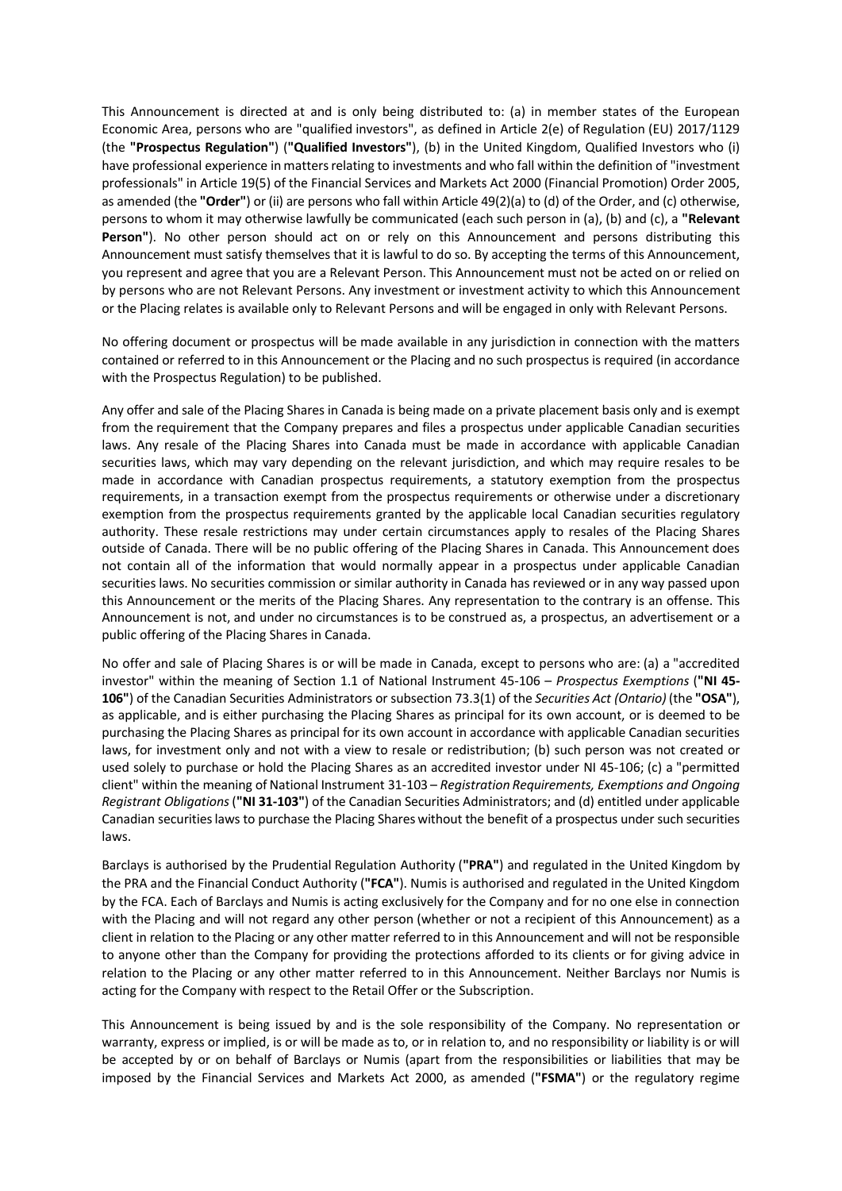This Announcement is directed at and is only being distributed to: (a) in member states of the European Economic Area, persons who are "qualified investors", as defined in Article 2(e) of Regulation (EU) 2017/1129 (the **"Prospectus Regulation"**) (**"Qualified Investors"**), (b) in the United Kingdom, Qualified Investors who (i) have professional experience in matters relating to investments and who fall within the definition of "investment professionals" in Article 19(5) of the Financial Services and Markets Act 2000 (Financial Promotion) Order 2005, as amended (the **"Order"**) or (ii) are persons who fall within Article 49(2)(a) to (d) of the Order, and (c) otherwise, persons to whom it may otherwise lawfully be communicated (each such person in (a), (b) and (c), a **"Relevant Person"**). No other person should act on or rely on this Announcement and persons distributing this Announcement must satisfy themselves that it is lawful to do so. By accepting the terms of this Announcement, you represent and agree that you are a Relevant Person. This Announcement must not be acted on or relied on by persons who are not Relevant Persons. Any investment or investment activity to which this Announcement or the Placing relates is available only to Relevant Persons and will be engaged in only with Relevant Persons.

No offering document or prospectus will be made available in any jurisdiction in connection with the matters contained or referred to in this Announcement or the Placing and no such prospectus is required (in accordance with the Prospectus Regulation) to be published.

Any offer and sale of the Placing Shares in Canada is being made on a private placement basis only and is exempt from the requirement that the Company prepares and files a prospectus under applicable Canadian securities laws. Any resale of the Placing Shares into Canada must be made in accordance with applicable Canadian securities laws, which may vary depending on the relevant jurisdiction, and which may require resales to be made in accordance with Canadian prospectus requirements, a statutory exemption from the prospectus requirements, in a transaction exempt from the prospectus requirements or otherwise under a discretionary exemption from the prospectus requirements granted by the applicable local Canadian securities regulatory authority. These resale restrictions may under certain circumstances apply to resales of the Placing Shares outside of Canada. There will be no public offering of the Placing Shares in Canada. This Announcement does not contain all of the information that would normally appear in a prospectus under applicable Canadian securities laws. No securities commission or similar authority in Canada has reviewed or in any way passed upon this Announcement or the merits of the Placing Shares. Any representation to the contrary is an offense. This Announcement is not, and under no circumstances is to be construed as, a prospectus, an advertisement or a public offering of the Placing Shares in Canada.

No offer and sale of Placing Shares is or will be made in Canada, except to persons who are: (a) a "accredited investor" within the meaning of Section 1.1 of National Instrument 45-106 – *Prospectus Exemptions* (**"NI 45-106"**) of the Canadian Securities Administrators or subsection 73.3(1) of the *Securities Act (Ontario)* (the **"OSA"**), as applicable, and is either purchasing the Placing Shares as principal for its own account, or is deemed to be purchasing the Placing Shares as principal for its own account in accordance with applicable Canadian securities laws, for investment only and not with a view to resale or redistribution; (b) such person was not created or used solely to purchase or hold the Placing Shares as an accredited investor under NI 45-106; (c) a "permitted client" within the meaning of National Instrument 31-103 – *Registration Requirements, Exemptions and Ongoing Registrant Obligations* (**"NI 31-103"**) of the Canadian Securities Administrators; and (d) entitled under applicable Canadian securities laws to purchase the Placing Shares without the benefit of a prospectus under such securities laws.

Barclays is authorised by the Prudential Regulation Authority (**"PRA"**) and regulated in the United Kingdom by the PRA and the Financial Conduct Authority (**"FCA"**). Numis is authorised and regulated in the United Kingdom by the FCA. Each of Barclays and Numis is acting exclusively for the Company and for no one else in connection with the Placing and will not regard any other person (whether or not a recipient of this Announcement) as a client in relation to the Placing or any other matter referred to in this Announcement and will not be responsible to anyone other than the Company for providing the protections afforded to its clients or for giving advice in relation to the Placing or any other matter referred to in this Announcement. Neither Barclays nor Numis is acting for the Company with respect to the Retail Offer or the Subscription.

This Announcement is being issued by and is the sole responsibility of the Company. No representation or warranty, express or implied, is or will be made as to, or in relation to, and no responsibility or liability is or will be accepted by or on behalf of Barclays or Numis (apart from the responsibilities or liabilities that may be imposed by the Financial Services and Markets Act 2000, as amended (**"FSMA"**) or the regulatory regime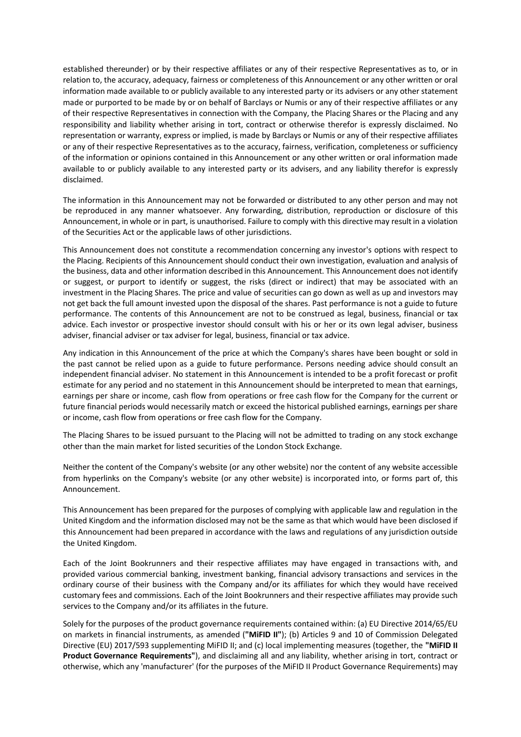established thereunder) or by their respective affiliates or any of their respective Representatives as to, or in relation to, the accuracy, adequacy, fairness or completeness of this Announcement or any other written or oral information made available to or publicly available to any interested party or its advisers or any other statement made or purported to be made by or on behalf of Barclays or Numis or any of their respective affiliates or any of their respective Representatives in connection with the Company, the Placing Shares or the Placing and any responsibility and liability whether arising in tort, contract or otherwise therefor is expressly disclaimed. No representation or warranty, express or implied, is made by Barclays or Numis or any of their respective affiliates or any of their respective Representatives as to the accuracy, fairness, verification, completeness or sufficiency of the information or opinions contained in this Announcement or any other written or oral information made available to or publicly available to any interested party or its advisers, and any liability therefor is expressly disclaimed.

The information in this Announcement may not be forwarded or distributed to any other person and may not be reproduced in any manner whatsoever. Any forwarding, distribution, reproduction or disclosure of this Announcement, in whole or in part, is unauthorised. Failure to comply with this directive may result in a violation of the Securities Act or the applicable laws of other jurisdictions.

This Announcement does not constitute a recommendation concerning any investor's options with respect to the Placing. Recipients of this Announcement should conduct their own investigation, evaluation and analysis of the business, data and other information described in this Announcement. This Announcement does not identify or suggest, or purport to identify or suggest, the risks (direct or indirect) that may be associated with an investment in the Placing Shares. The price and value of securities can go down as well as up and investors may not get back the full amount invested upon the disposal of the shares. Past performance is not a guide to future performance. The contents of this Announcement are not to be construed as legal, business, financial or tax advice. Each investor or prospective investor should consult with his or her or its own legal adviser, business adviser, financial adviser or tax adviser for legal, business, financial or tax advice.

Any indication in this Announcement of the price at which the Company's shares have been bought or sold in the past cannot be relied upon as a guide to future performance. Persons needing advice should consult an independent financial adviser. No statement in this Announcement is intended to be a profit forecast or profit estimate for any period and no statement in this Announcement should be interpreted to mean that earnings, earnings per share or income, cash flow from operations or free cash flow for the Company for the current or future financial periods would necessarily match or exceed the historical published earnings, earnings per share or income, cash flow from operations or free cash flow for the Company.

The Placing Shares to be issued pursuant to the Placing will not be admitted to trading on any stock exchange other than the main market for listed securities of the London Stock Exchange.

Neither the content of the Company's website (or any other website) nor the content of any website accessible from hyperlinks on the Company's website (or any other website) is incorporated into, or forms part of, this Announcement.

This Announcement has been prepared for the purposes of complying with applicable law and regulation in the United Kingdom and the information disclosed may not be the same as that which would have been disclosed if this Announcement had been prepared in accordance with the laws and regulations of any jurisdiction outside the United Kingdom.

Each of the Joint Bookrunners and their respective affiliates may have engaged in transactions with, and provided various commercial banking, investment banking, financial advisory transactions and services in the ordinary course of their business with the Company and/or its affiliates for which they would have received customary fees and commissions. Each of the Joint Bookrunners and their respective affiliates may provide such services to the Company and/or its affiliates in the future.

Solely for the purposes of the product governance requirements contained within: (a) EU Directive 2014/65/EU on markets in financial instruments, as amended (**"MiFID II"**); (b) Articles 9 and 10 of Commission Delegated Directive (EU) 2017/593 supplementing MiFID II; and (c) local implementing measures (together, the **"MiFID II Product Governance Requirements"**), and disclaiming all and any liability, whether arising in tort, contract or otherwise, which any 'manufacturer' (for the purposes of the MiFID II Product Governance Requirements) may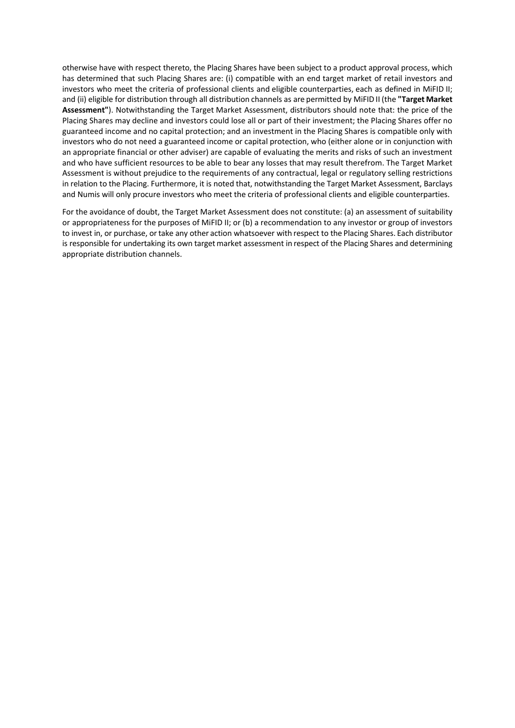otherwise have with respect thereto, the Placing Shares have been subject to a product approval process, which has determined that such Placing Shares are: (i) compatible with an end target market of retail investors and investors who meet the criteria of professional clients and eligible counterparties, each as defined in MiFID II; and (ii) eligible for distribution through all distribution channels as are permitted by MiFID II (the **"Target Market Assessment"**). Notwithstanding the Target Market Assessment, distributors should note that: the price of the Placing Shares may decline and investors could lose all or part of their investment; the Placing Shares offer no guaranteed income and no capital protection; and an investment in the Placing Shares is compatible only with investors who do not need a guaranteed income or capital protection, who (either alone or in conjunction with an appropriate financial or other adviser) are capable of evaluating the merits and risks of such an investment and who have sufficient resources to be able to bear any losses that may result therefrom. The Target Market Assessment is without prejudice to the requirements of any contractual, legal or regulatory selling restrictions in relation to the Placing. Furthermore, it is noted that, notwithstanding the Target Market Assessment, Barclays and Numis will only procure investors who meet the criteria of professional clients and eligible counterparties.

For the avoidance of doubt, the Target Market Assessment does not constitute: (a) an assessment of suitability or appropriateness for the purposes of MiFID II; or (b) a recommendation to any investor or group of investors to invest in, or purchase, or take any other action whatsoever with respect to the Placing Shares. Each distributor is responsible for undertaking its own target market assessment in respect of the Placing Shares and determining appropriate distribution channels.